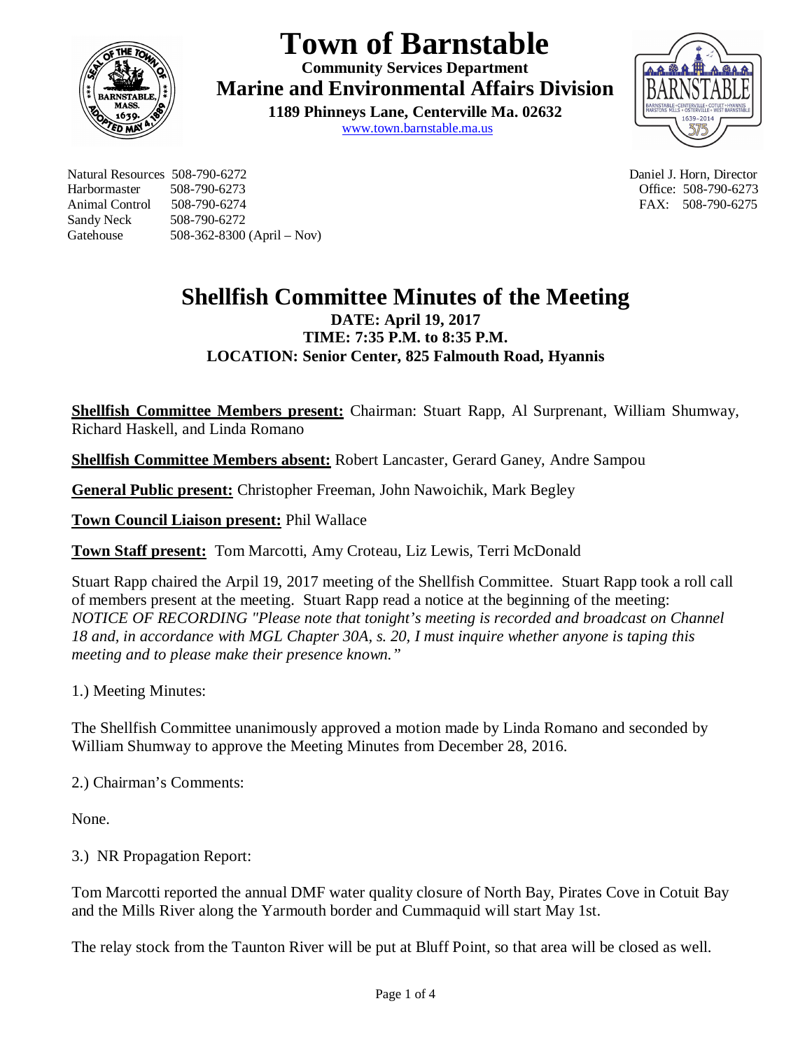# Town of Barnstable

**Community Services Department**

**Marine and Environmental Affairs Division**

**1189 Phinneys Lane, Centerville Ma. 02632**

www.town.barnstable.ma.us

Natural Resources 508-790-6272
Harbormaster 508-790-6273
Animal Control 508-790-6274
Sandy Neck 508-790-6272
Gatehouse 508-362-8300 (April – Nov)

Daniel J. Horn, Director
Office: 508-790-6273
FAX: 508-790-6275

## Shellfish Committee Minutes of the Meeting

**DATE: April 19, 2017**
**TIME: 7:35 P.M. to 8:35 P.M.**
**LOCATION: Senior Center, 825 Falmouth Road, Hyannis**

**Shellfish Committee Members present:** Chairman: Stuart Rapp, Al Surprenant, William Shumway, Richard Haskell, and Linda Romano

**Shellfish Committee Members absent:** Robert Lancaster, Gerard Ganey, Andre Sampou

**General Public present:** Christopher Freeman, John Nawoichik, Mark Begley

**Town Council Liaison present:** Phil Wallace

**Town Staff present:** Tom Marcotti, Amy Croteau, Liz Lewis, Terri McDonald

Stuart Rapp chaired the Arpil 19, 2017 meeting of the Shellfish Committee. Stuart Rapp took a roll call of members present at the meeting. Stuart Rapp read a notice at the beginning of the meeting: *NOTICE OF RECORDING "Please note that tonight's meeting is recorded and broadcast on Channel 18 and, in accordance with MGL Chapter 30A, s. 20, I must inquire whether anyone is taping this meeting and to please make their presence known."*

1.) Meeting Minutes:

The Shellfish Committee unanimously approved a motion made by Linda Romano and seconded by William Shumway to approve the Meeting Minutes from December 28, 2016.

2.) Chairman's Comments:

None.

3.) NR Propagation Report:

Tom Marcotti reported the annual DMF water quality closure of North Bay, Pirates Cove in Cotuit Bay and the Mills River along the Yarmouth border and Cummaquid will start May 1st.

The relay stock from the Taunton River will be put at Bluff Point, so that area will be closed as well.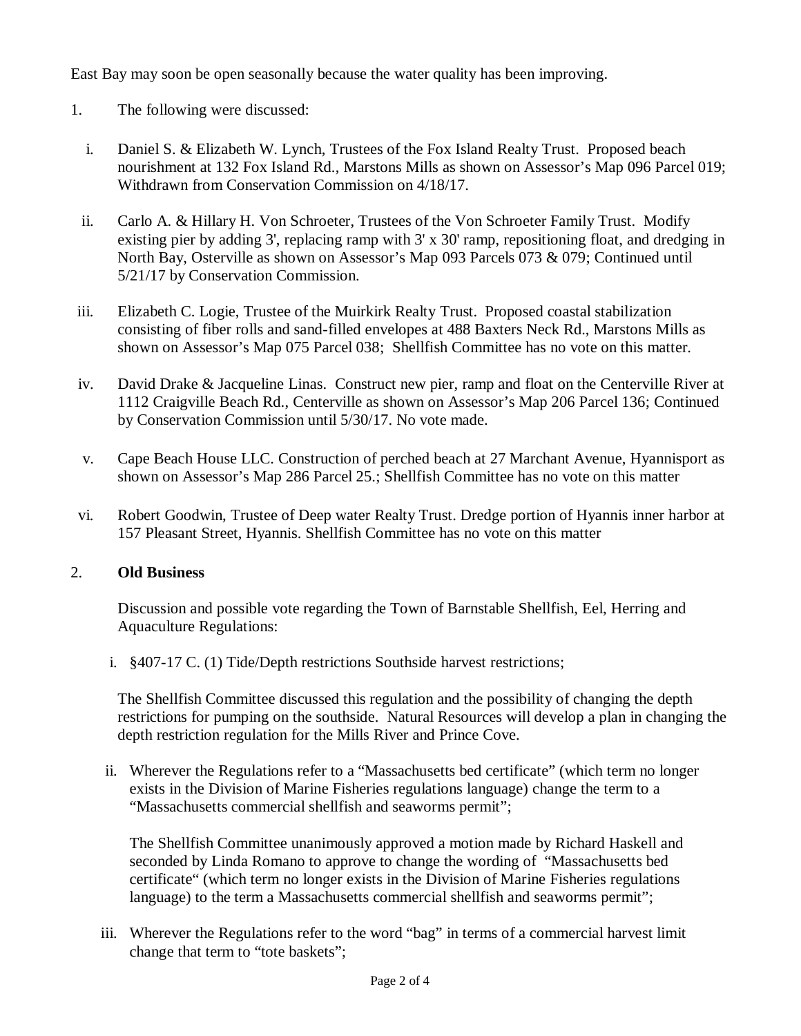East Bay may soon be open seasonally because the water quality has been improving.

1. The following were discussed:

   i. Daniel S. & Elizabeth W. Lynch, Trustees of the Fox Island Realty Trust. Proposed beach nourishment at 132 Fox Island Rd., Marstons Mills as shown on Assessor's Map 096 Parcel 019; Withdrawn from Conservation Commission on 4/18/17.

   ii. Carlo A. & Hillary H. Von Schroeter, Trustees of the Von Schroeter Family Trust. Modify existing pier by adding 3', replacing ramp with 3' x 30' ramp, repositioning float, and dredging in North Bay, Osterville as shown on Assessor's Map 093 Parcels 073 & 079; Continued until 5/21/17 by Conservation Commission.

   iii. Elizabeth C. Logie, Trustee of the Muirkirk Realty Trust. Proposed coastal stabilization consisting of fiber rolls and sand-filled envelopes at 488 Baxters Neck Rd., Marstons Mills as shown on Assessor's Map 075 Parcel 038; Shellfish Committee has no vote on this matter.

   iv. David Drake & Jacqueline Linas. Construct new pier, ramp and float on the Centerville River at 1112 Craigville Beach Rd., Centerville as shown on Assessor's Map 206 Parcel 136; Continued by Conservation Commission until 5/30/17. No vote made.

   v. Cape Beach House LLC. Construction of perched beach at 27 Marchant Avenue, Hyannisport as shown on Assessor's Map 286 Parcel 25.; Shellfish Committee has no vote on this matter

   vi. Robert Goodwin, Trustee of Deep water Realty Trust. Dredge portion of Hyannis inner harbor at 157 Pleasant Street, Hyannis. Shellfish Committee has no vote on this matter

2. **Old Business**

   Discussion and possible vote regarding the Town of Barnstable Shellfish, Eel, Herring and Aquaculture Regulations:

   i. §407-17 C. (1) Tide/Depth restrictions Southside harvest restrictions;

   The Shellfish Committee discussed this regulation and the possibility of changing the depth restrictions for pumping on the southside. Natural Resources will develop a plan in changing the depth restriction regulation for the Mills River and Prince Cove.

   ii. Wherever the Regulations refer to a "Massachusetts bed certificate" (which term no longer exists in the Division of Marine Fisheries regulations language) change the term to a "Massachusetts commercial shellfish and seaworms permit";

   The Shellfish Committee unanimously approved a motion made by Richard Haskell and seconded by Linda Romano to approve to change the wording of "Massachusetts bed certificate" (which term no longer exists in the Division of Marine Fisheries regulations language) to the term a Massachusetts commercial shellfish and seaworms permit";

   iii. Wherever the Regulations refer to the word "bag" in terms of a commercial harvest limit change that term to "tote baskets";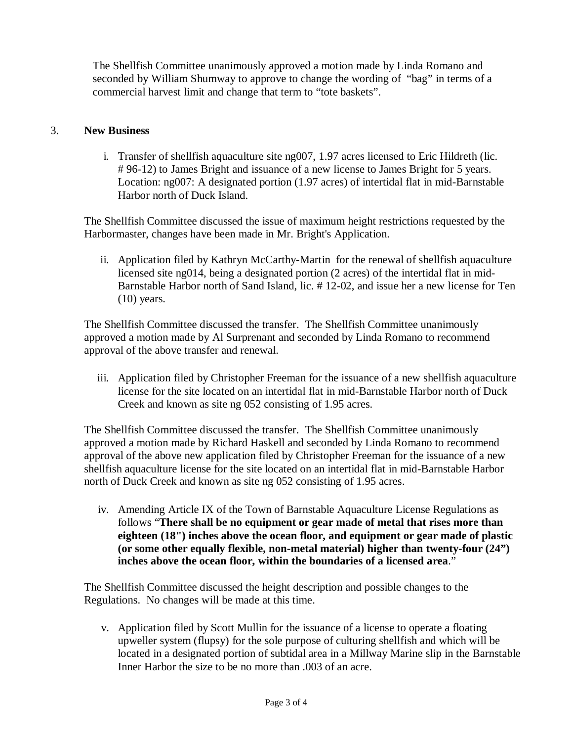The Shellfish Committee unanimously approved a motion made by Linda Romano and seconded by William Shumway to approve to change the wording of "bag" in terms of a commercial harvest limit and change that term to "tote baskets".

3. **New Business**

   i. Transfer of shellfish aquaculture site ng007, 1.97 acres licensed to Eric Hildreth (lic. # 96-12) to James Bright and issuance of a new license to James Bright for 5 years. Location: ng007: A designated portion (1.97 acres) of intertidal flat in mid-Barnstable Harbor north of Duck Island.

The Shellfish Committee discussed the issue of maximum height restrictions requested by the Harbormaster, changes have been made in Mr. Bright's Application.

   ii. Application filed by Kathryn McCarthy-Martin for the renewal of shellfish aquaculture licensed site ng014, being a designated portion (2 acres) of the intertidal flat in mid-Barnstable Harbor north of Sand Island, lic. # 12-02, and issue her a new license for Ten (10) years.

The Shellfish Committee discussed the transfer. The Shellfish Committee unanimously approved a motion made by Al Surprenant and seconded by Linda Romano to recommend approval of the above transfer and renewal.

   iii. Application filed by Christopher Freeman for the issuance of a new shellfish aquaculture license for the site located on an intertidal flat in mid-Barnstable Harbor north of Duck Creek and known as site ng 052 consisting of 1.95 acres.

The Shellfish Committee discussed the transfer. The Shellfish Committee unanimously approved a motion made by Richard Haskell and seconded by Linda Romano to recommend approval of the above new application filed by Christopher Freeman for the issuance of a new shellfish aquaculture license for the site located on an intertidal flat in mid-Barnstable Harbor north of Duck Creek and known as site ng 052 consisting of 1.95 acres.

   iv. Amending Article IX of the Town of Barnstable Aquaculture License Regulations as follows "**There shall be no equipment or gear made of metal that rises more than eighteen (18") inches above the ocean floor, and equipment or gear made of plastic (or some other equally flexible, non-metal material) higher than twenty-four (24") inches above the ocean floor, within the boundaries of a licensed area**."

The Shellfish Committee discussed the height description and possible changes to the Regulations. No changes will be made at this time.

   v. Application filed by Scott Mullin for the issuance of a license to operate a floating upweller system (flupsy) for the sole purpose of culturing shellfish and which will be located in a designated portion of subtidal area in a Millway Marine slip in the Barnstable Inner Harbor the size to be no more than .003 of an acre.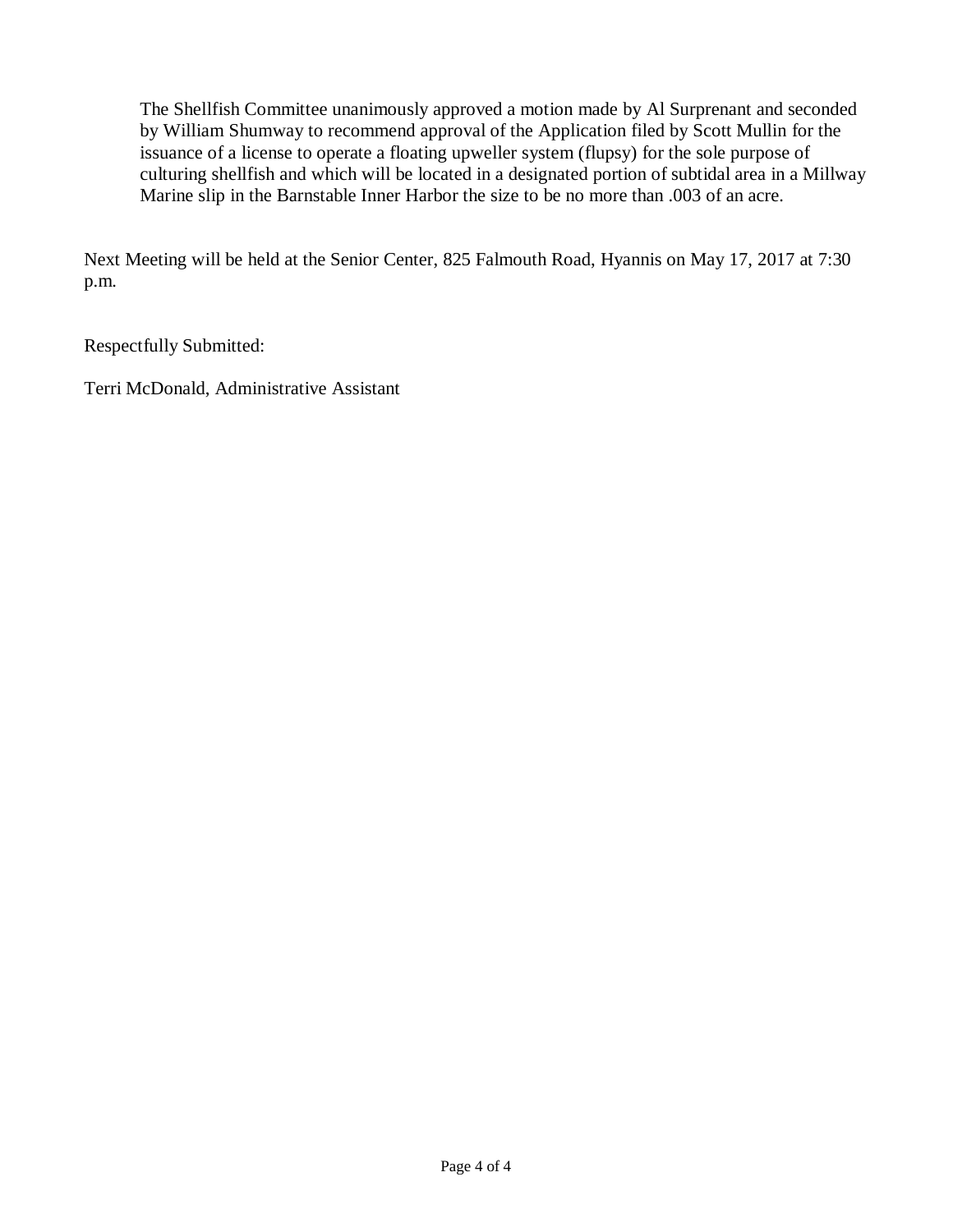> The Shellfish Committee unanimously approved a motion made by Al Surprenant and seconded by William Shumway to recommend approval of the Application filed by Scott Mullin for the issuance of a license to operate a floating upweller system (flupsy) for the sole purpose of culturing shellfish and which will be located in a designated portion of subtidal area in a Millway Marine slip in the Barnstable Inner Harbor the size to be no more than .003 of an acre.

Next Meeting will be held at the Senior Center, 825 Falmouth Road, Hyannis on May 17, 2017 at 7:30 p.m.

Respectfully Submitted:

Terri McDonald, Administrative Assistant